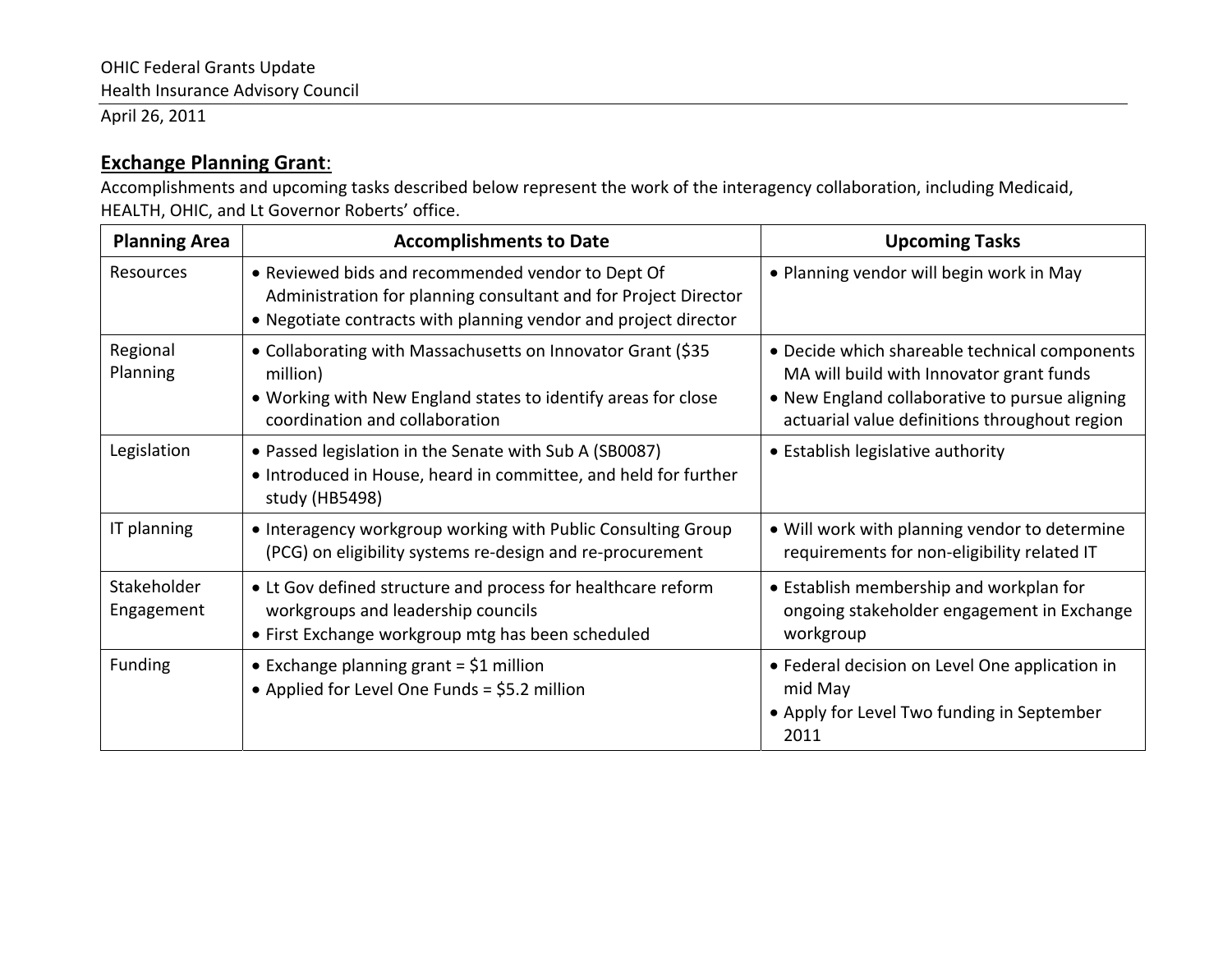OHIC Federal Grants Update
Health Insurance Advisory Council

April 26, 2011

## **Exchange Planning Grant**:

Accomplishments and upcoming tasks described below represent the work of the interagency collaboration, including Medicaid, HEALTH, OHIC, and Lt Governor Roberts' office.

| Planning Area | Accomplishments to Date | Upcoming Tasks |
|---|---|---|
| Resources | • Reviewed bids and recommended vendor to Dept Of Administration for planning consultant and for Project Director<br>• Negotiate contracts with planning vendor and project director | • Planning vendor will begin work in May |
| Regional Planning | • Collaborating with Massachusetts on Innovator Grant ($35 million)<br>• Working with New England states to identify areas for close coordination and collaboration | • Decide which shareable technical components MA will build with Innovator grant funds<br>• New England collaborative to pursue aligning actuarial value definitions throughout region |
| Legislation | • Passed legislation in the Senate with Sub A (SB0087)<br>• Introduced in House, heard in committee, and held for further study (HB5498) | • Establish legislative authority |
| IT planning | • Interagency workgroup working with Public Consulting Group (PCG) on eligibility systems re-design and re-procurement | • Will work with planning vendor to determine requirements for non-eligibility related IT |
| Stakeholder Engagement | • Lt Gov defined structure and process for healthcare reform workgroups and leadership councils<br>• First Exchange workgroup mtg has been scheduled | • Establish membership and workplan for ongoing stakeholder engagement in Exchange workgroup |
| Funding | • Exchange planning grant = $1 million<br>• Applied for Level One Funds = $5.2 million | • Federal decision on Level One application in mid May<br>• Apply for Level Two funding in September 2011 |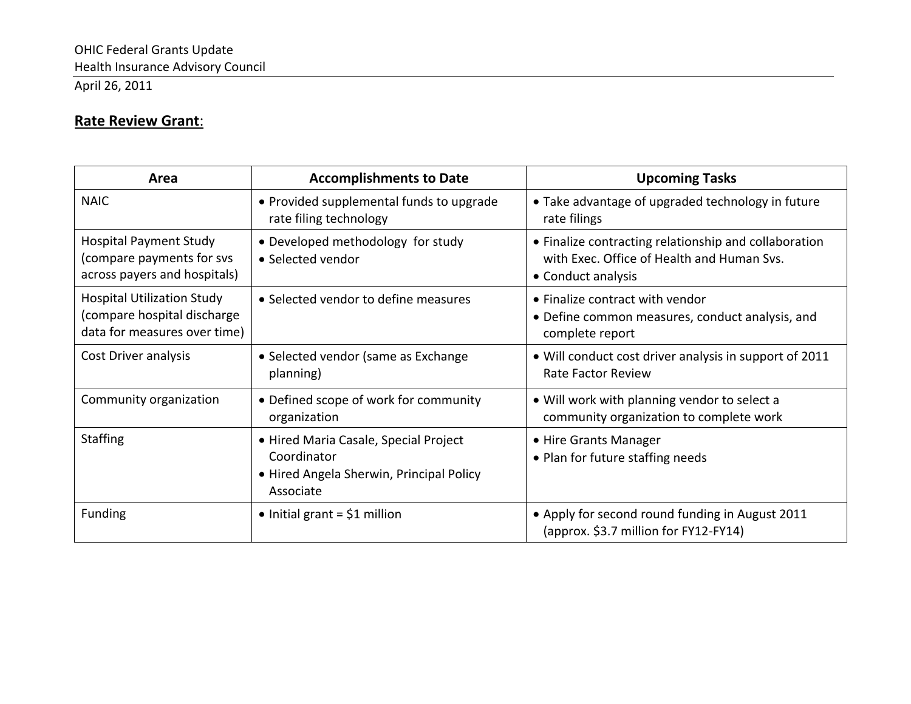OHIC Federal Grants Update
Health Insurance Advisory Council

April 26, 2011

## **Rate Review Grant**:

| Area | Accomplishments to Date | Upcoming Tasks |
|---|---|---|
| NAIC | • Provided supplemental funds to upgrade rate filing technology | • Take advantage of upgraded technology in future rate filings |
| Hospital Payment Study (compare payments for svs across payers and hospitals) | • Developed methodology for study<br>• Selected vendor | • Finalize contracting relationship and collaboration with Exec. Office of Health and Human Svs.<br>• Conduct analysis |
| Hospital Utilization Study (compare hospital discharge data for measures over time) | • Selected vendor to define measures | • Finalize contract with vendor<br>• Define common measures, conduct analysis, and complete report |
| Cost Driver analysis | • Selected vendor (same as Exchange planning) | • Will conduct cost driver analysis in support of 2011 Rate Factor Review |
| Community organization | • Defined scope of work for community organization | • Will work with planning vendor to select a community organization to complete work |
| Staffing | • Hired Maria Casale, Special Project Coordinator<br>• Hired Angela Sherwin, Principal Policy Associate | • Hire Grants Manager<br>• Plan for future staffing needs |
| Funding | • Initial grant = $1 million | • Apply for second round funding in August 2011 (approx. $3.7 million for FY12-FY14) |